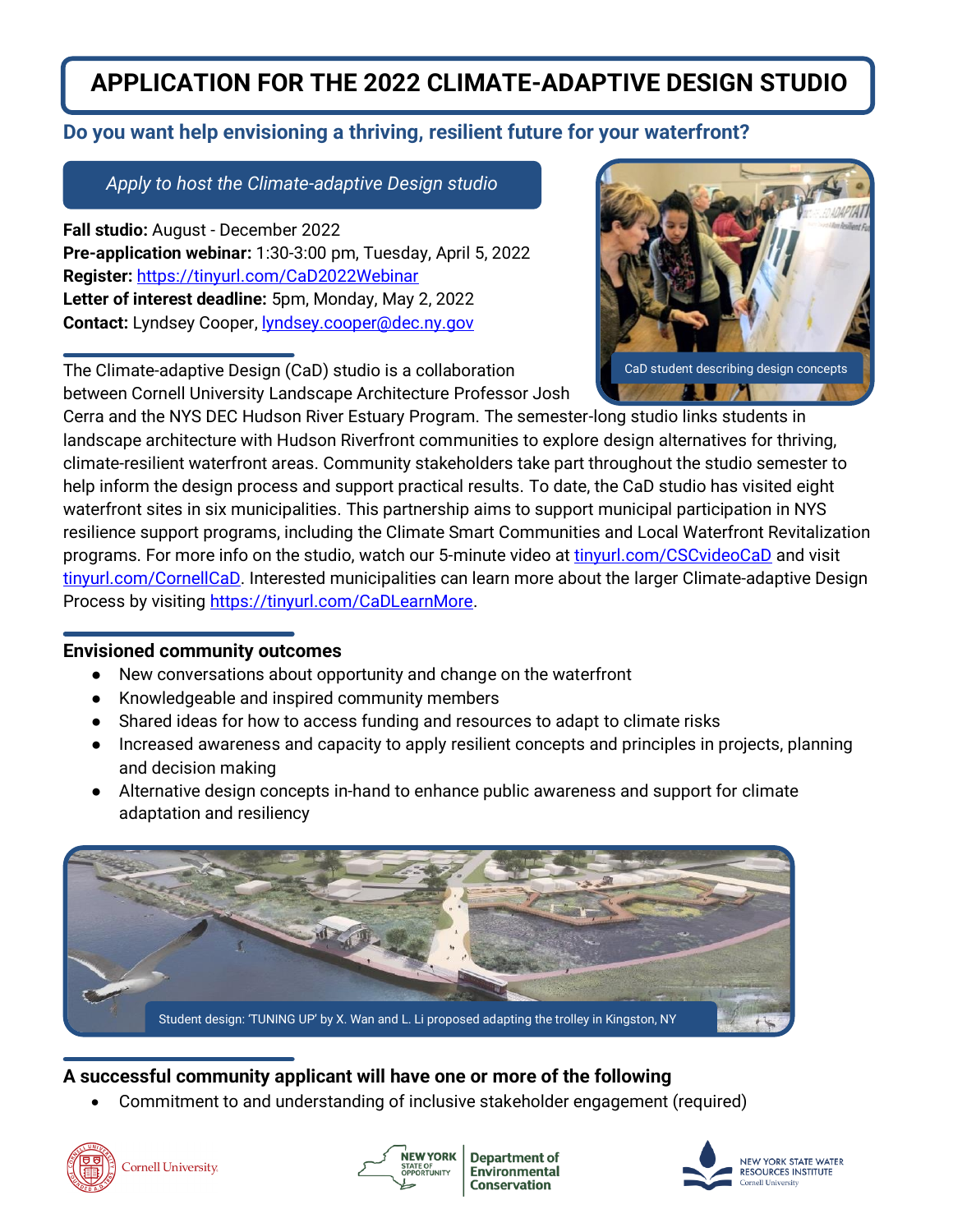# APPLICATION FOR THE 2022 CLIMATE-ADAPTIVE DESIGN STUDIO

## Do you want help envisioning a thriving, resilient future for your waterfront?

*Apply to host the Climate-adaptive Design studio*

**Fall studio:** August - December 2022
**Pre-application webinar:** 1:30-3:00 pm, Tuesday, April 5, 2022
**Register:** https://tinyurl.com/CaD2022Webinar
**Letter of interest deadline:** 5pm, Monday, May 2, 2022
**Contact:** Lyndsey Cooper, lyndsey.cooper@dec.ny.gov

CaD student describing design concepts

The Climate-adaptive Design (CaD) studio is a collaboration between Cornell University Landscape Architecture Professor Josh Cerra and the NYS DEC Hudson River Estuary Program. The semester-long studio links students in landscape architecture with Hudson Riverfront communities to explore design alternatives for thriving, climate-resilient waterfront areas. Community stakeholders take part throughout the studio semester to help inform the design process and support practical results. To date, the CaD studio has visited eight waterfront sites in six municipalities. This partnership aims to support municipal participation in NYS resilience support programs, including the Climate Smart Communities and Local Waterfront Revitalization programs. For more info on the studio, watch our 5-minute video at tinyurl.com/CSCvideoCaD and visit tinyurl.com/CornellCaD. Interested municipalities can learn more about the larger Climate-adaptive Design Process by visiting https://tinyurl.com/CaDLearnMore.

### Envisioned community outcomes

- New conversations about opportunity and change on the waterfront
- Knowledgeable and inspired community members
- Shared ideas for how to access funding and resources to adapt to climate risks
- Increased awareness and capacity to apply resilient concepts and principles in projects, planning and decision making
- Alternative design concepts in-hand to enhance public awareness and support for climate adaptation and resiliency

Student design: 'TUNING UP' by X. Wan and L. Li proposed adapting the trolley in Kingston, NY

### A successful community applicant will have one or more of the following

- Commitment to and understanding of inclusive stakeholder engagement (required)

Cornell University | New York State of Opportunity Department of Environmental Conservation | New York State Water Resources Institute, Cornell University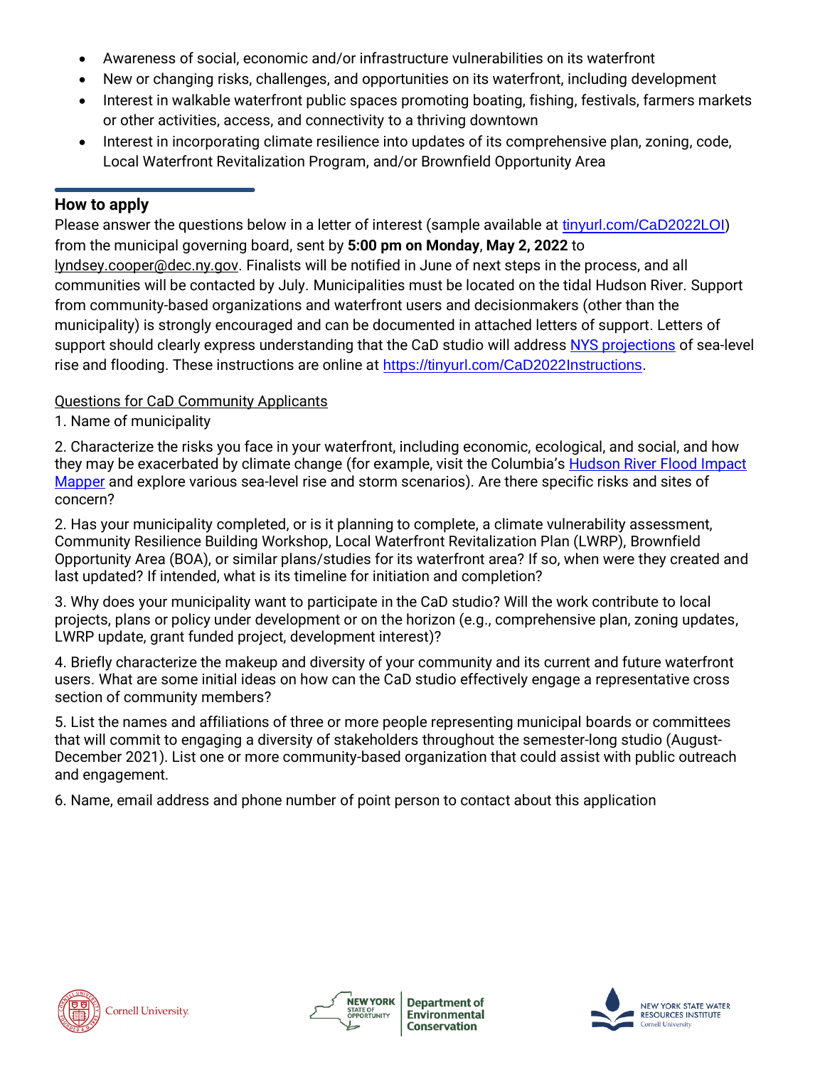- Awareness of social, economic and/or infrastructure vulnerabilities on its waterfront
- New or changing risks, challenges, and opportunities on its waterfront, including development
- Interest in walkable waterfront public spaces promoting boating, fishing, festivals, farmers markets or other activities, access, and connectivity to a thriving downtown
- Interest in incorporating climate resilience into updates of its comprehensive plan, zoning, code, Local Waterfront Revitalization Program, and/or Brownfield Opportunity Area

## How to apply

Please answer the questions below in a letter of interest (sample available at tinyurl.com/CaD2022LOI) from the municipal governing board, sent by **5:00 pm on Monday**, **May 2, 2022** to lyndsey.cooper@dec.ny.gov. Finalists will be notified in June of next steps in the process, and all communities will be contacted by July. Municipalities must be located on the tidal Hudson River. Support from community-based organizations and waterfront users and decisionmakers (other than the municipality) is strongly encouraged and can be documented in attached letters of support. Letters of support should clearly express understanding that the CaD studio will address NYS projections of sea-level rise and flooding. These instructions are online at https://tinyurl.com/CaD2022Instructions.

Questions for CaD Community Applicants

1. Name of municipality

2. Characterize the risks you face in your waterfront, including economic, ecological, and social, and how they may be exacerbated by climate change (for example, visit the Columbia's Hudson River Flood Impact Mapper and explore various sea-level rise and storm scenarios). Are there specific risks and sites of concern?

2. Has your municipality completed, or is it planning to complete, a climate vulnerability assessment, Community Resilience Building Workshop, Local Waterfront Revitalization Plan (LWRP), Brownfield Opportunity Area (BOA), or similar plans/studies for its waterfront area? If so, when were they created and last updated? If intended, what is its timeline for initiation and completion?

3. Why does your municipality want to participate in the CaD studio? Will the work contribute to local projects, plans or policy under development or on the horizon (e.g., comprehensive plan, zoning updates, LWRP update, grant funded project, development interest)?

4. Briefly characterize the makeup and diversity of your community and its current and future waterfront users. What are some initial ideas on how can the CaD studio effectively engage a representative cross section of community members?

5. List the names and affiliations of three or more people representing municipal boards or committees that will commit to engaging a diversity of stakeholders throughout the semester-long studio (August-December 2021). List one or more community-based organization that could assist with public outreach and engagement.

6. Name, email address and phone number of point person to contact about this application

Cornell University

NEW YORK STATE OF OPPORTUNITY | Department of Environmental Conservation

NEW YORK STATE WATER RESOURCES INSTITUTE Cornell University